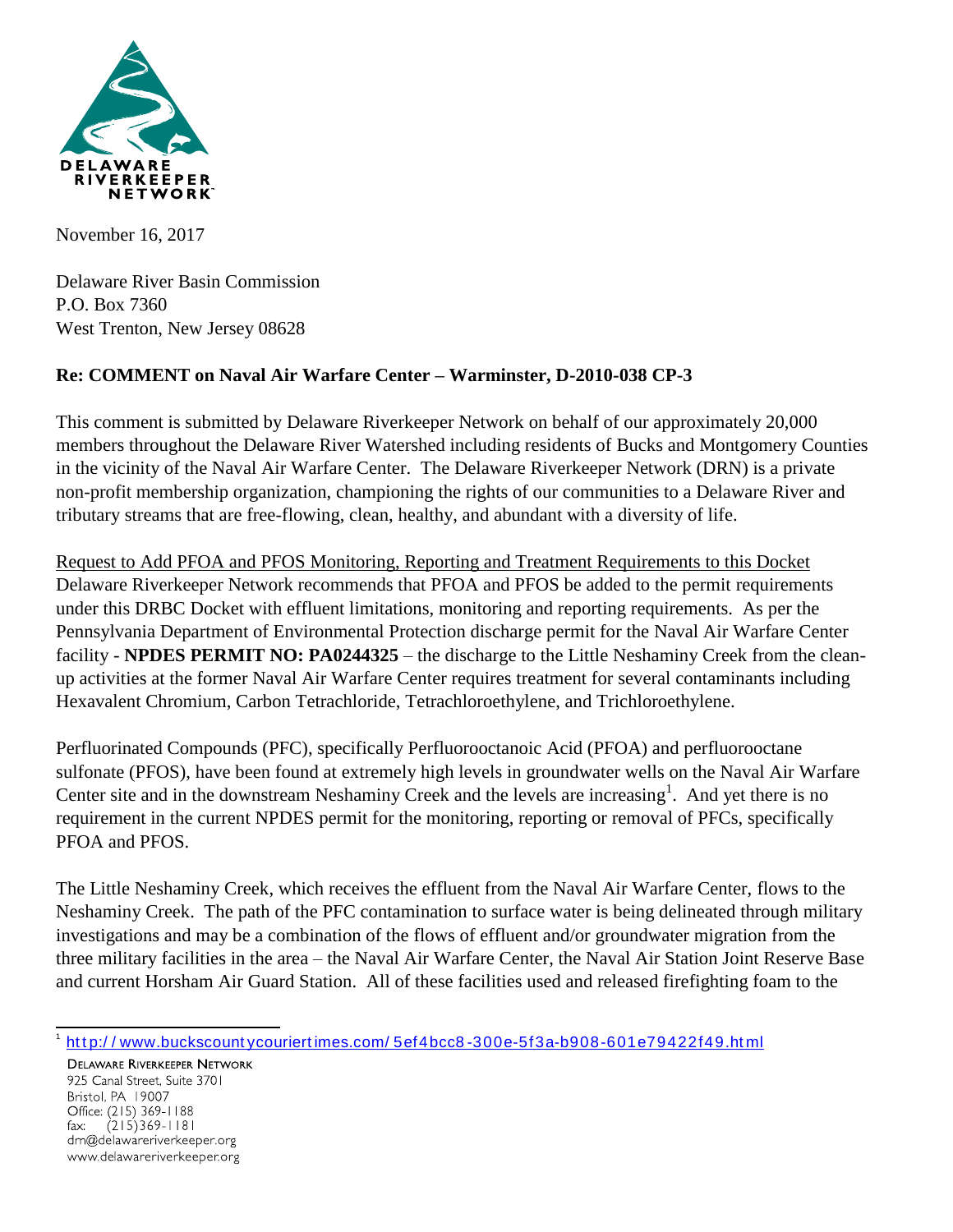DELAWARE RIVERKEEPER NETWORK

November 16, 2017

Delaware River Basin Commission
P.O. Box 7360
West Trenton, New Jersey 08628

**Re: COMMENT on Naval Air Warfare Center – Warminster, D-2010-038 CP-3**

This comment is submitted by Delaware Riverkeeper Network on behalf of our approximately 20,000 members throughout the Delaware River Watershed including residents of Bucks and Montgomery Counties in the vicinity of the Naval Air Warfare Center. The Delaware Riverkeeper Network (DRN) is a private non-profit membership organization, championing the rights of our communities to a Delaware River and tributary streams that are free-flowing, clean, healthy, and abundant with a diversity of life.

Request to Add PFOA and PFOS Monitoring, Reporting and Treatment Requirements to this Docket

Delaware Riverkeeper Network recommends that PFOA and PFOS be added to the permit requirements under this DRBC Docket with effluent limitations, monitoring and reporting requirements. As per the Pennsylvania Department of Environmental Protection discharge permit for the Naval Air Warfare Center facility - **NPDES PERMIT NO: PA0244325** – the discharge to the Little Neshaminy Creek from the clean-up activities at the former Naval Air Warfare Center requires treatment for several contaminants including Hexavalent Chromium, Carbon Tetrachloride, Tetrachloroethylene, and Trichloroethylene.

Perfluorinated Compounds (PFC), specifically Perfluorooctanoic Acid (PFOA) and perfluorooctane sulfonate (PFOS), have been found at extremely high levels in groundwater wells on the Naval Air Warfare Center site and in the downstream Neshaminy Creek and the levels are increasing[1]. And yet there is no requirement in the current NPDES permit for the monitoring, reporting or removal of PFCs, specifically PFOA and PFOS.

The Little Neshaminy Creek, which receives the effluent from the Naval Air Warfare Center, flows to the Neshaminy Creek. The path of the PFC contamination to surface water is being delineated through military investigations and may be a combination of the flows of effluent and/or groundwater migration from the three military facilities in the area – the Naval Air Warfare Center, the Naval Air Station Joint Reserve Base and current Horsham Air Guard Station. All of these facilities used and released firefighting foam to the

[1] http://www.buckscountycouriertimes.com/5ef4bcc8-300e-5f3a-b908-601e79422f49.html

DELAWARE RIVERKEEPER NETWORK
925 Canal Street, Suite 3701
Bristol, PA 19007
Office: (215) 369-1188
fax: (215)369-1181
drn@delawareriverkeeper.org
www.delawareriverkeeper.org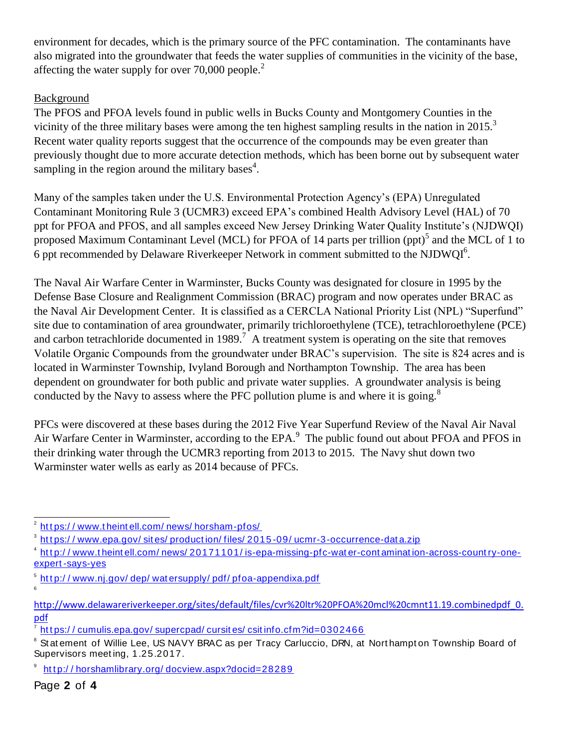environment for decades, which is the primary source of the PFC contamination. The contaminants have also migrated into the groundwater that feeds the water supplies of communities in the vicinity of the base, affecting the water supply for over 70,000 people.[2]

Background

The PFOS and PFOA levels found in public wells in Bucks County and Montgomery Counties in the vicinity of the three military bases were among the ten highest sampling results in the nation in 2015.[3] Recent water quality reports suggest that the occurrence of the compounds may be even greater than previously thought due to more accurate detection methods, which has been borne out by subsequent water sampling in the region around the military bases[4].

Many of the samples taken under the U.S. Environmental Protection Agency's (EPA) Unregulated Contaminant Monitoring Rule 3 (UCMR3) exceed EPA's combined Health Advisory Level (HAL) of 70 ppt for PFOA and PFOS, and all samples exceed New Jersey Drinking Water Quality Institute's (NJDWQI) proposed Maximum Contaminant Level (MCL) for PFOA of 14 parts per trillion (ppt)[5] and the MCL of 1 to 6 ppt recommended by Delaware Riverkeeper Network in comment submitted to the NJDWQI[6].

The Naval Air Warfare Center in Warminster, Bucks County was designated for closure in 1995 by the Defense Base Closure and Realignment Commission (BRAC) program and now operates under BRAC as the Naval Air Development Center. It is classified as a CERCLA National Priority List (NPL) "Superfund" site due to contamination of area groundwater, primarily trichloroethylene (TCE), tetrachloroethylene (PCE) and carbon tetrachloride documented in 1989.[7] A treatment system is operating on the site that removes Volatile Organic Compounds from the groundwater under BRAC's supervision. The site is 824 acres and is located in Warminster Township, Ivyland Borough and Northampton Township. The area has been dependent on groundwater for both public and private water supplies. A groundwater analysis is being conducted by the Navy to assess where the PFC pollution plume is and where it is going.[8]

PFCs were discovered at these bases during the 2012 Five Year Superfund Review of the Naval Air Naval Air Warfare Center in Warminster, according to the EPA.[9] The public found out about PFOA and PFOS in their drinking water through the UCMR3 reporting from 2013 to 2015. The Navy shut down two Warminster water wells as early as 2014 because of PFCs.

---

[2] https://www.theintell.com/news/horsham-pfos/

[3] https://www.epa.gov/sites/production/files/2015-09/ucmr-3-occurrence-data.zip

[4] http://www.theintell.com/news/20171101/is-epa-missing-pfc-water-contamination-across-country-one-expert-says-yes

[5] http://www.nj.gov/dep/watersupply/pdf/pfoa-appendixa.pdf

[6] http://www.delawareriverkeeper.org/sites/default/files/cvr%20ltr%20PFOA%20mcl%20cmnt11.19.combinedpdf_0.pdf

[7] https://cumulis.epa.gov/supercpad/cursites/csitinfo.cfm?id=0302466

[8] Statement of Willie Lee, US NAVY BRAC as per Tracy Carluccio, DRN, at Northampton Township Board of Supervisors meeting, 1.25.2017.

[9] http://horshamlibrary.org/docview.aspx?docid=28289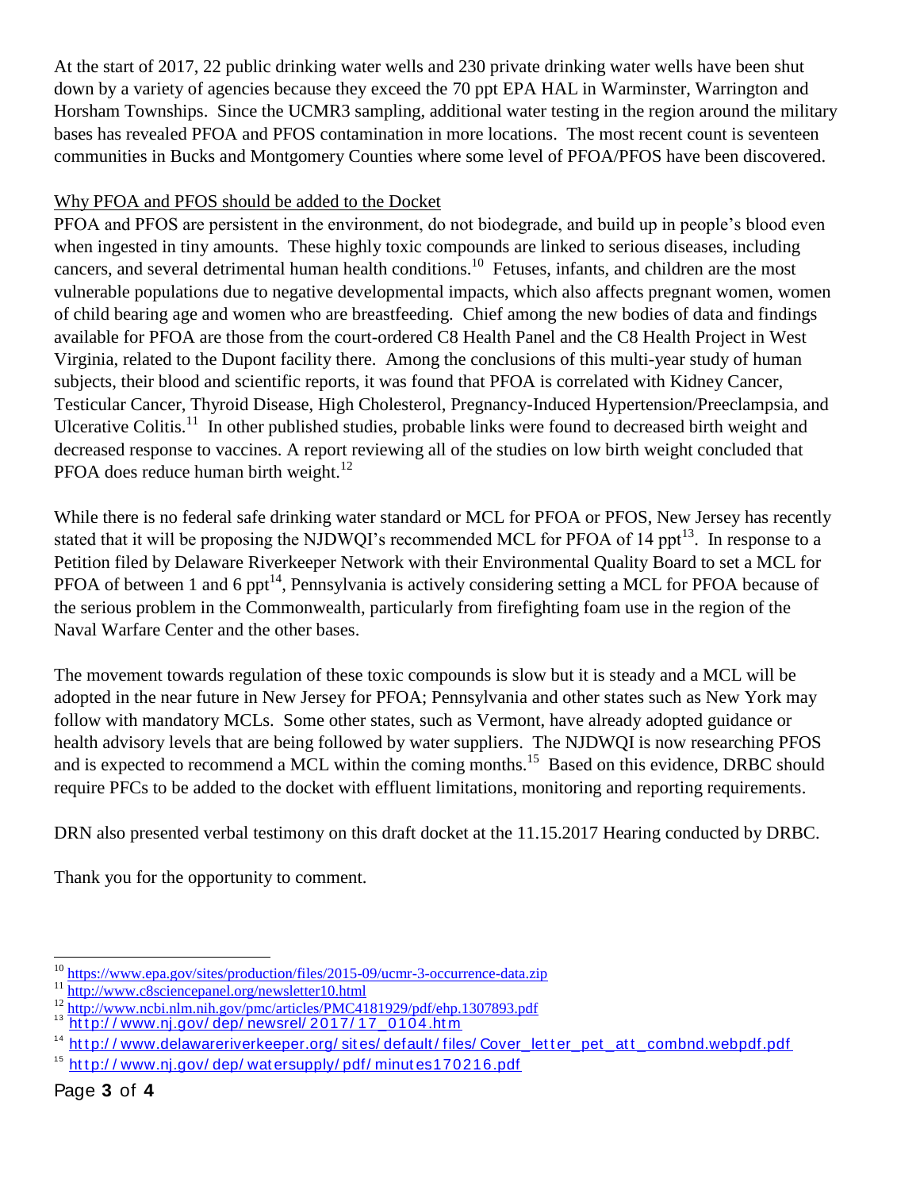At the start of 2017, 22 public drinking water wells and 230 private drinking water wells have been shut down by a variety of agencies because they exceed the 70 ppt EPA HAL in Warminster, Warrington and Horsham Townships. Since the UCMR3 sampling, additional water testing in the region around the military bases has revealed PFOA and PFOS contamination in more locations. The most recent count is seventeen communities in Bucks and Montgomery Counties where some level of PFOA/PFOS have been discovered.

Why PFOA and PFOS should be added to the Docket

PFOA and PFOS are persistent in the environment, do not biodegrade, and build up in people's blood even when ingested in tiny amounts. These highly toxic compounds are linked to serious diseases, including cancers, and several detrimental human health conditions.[10] Fetuses, infants, and children are the most vulnerable populations due to negative developmental impacts, which also affects pregnant women, women of child bearing age and women who are breastfeeding. Chief among the new bodies of data and findings available for PFOA are those from the court-ordered C8 Health Panel and the C8 Health Project in West Virginia, related to the Dupont facility there. Among the conclusions of this multi-year study of human subjects, their blood and scientific reports, it was found that PFOA is correlated with Kidney Cancer, Testicular Cancer, Thyroid Disease, High Cholesterol, Pregnancy-Induced Hypertension/Preeclampsia, and Ulcerative Colitis.[11] In other published studies, probable links were found to decreased birth weight and decreased response to vaccines. A report reviewing all of the studies on low birth weight concluded that PFOA does reduce human birth weight.[12]

While there is no federal safe drinking water standard or MCL for PFOA or PFOS, New Jersey has recently stated that it will be proposing the NJDWQI's recommended MCL for PFOA of 14 ppt[13]. In response to a Petition filed by Delaware Riverkeeper Network with their Environmental Quality Board to set a MCL for PFOA of between 1 and 6 ppt[14], Pennsylvania is actively considering setting a MCL for PFOA because of the serious problem in the Commonwealth, particularly from firefighting foam use in the region of the Naval Warfare Center and the other bases.

The movement towards regulation of these toxic compounds is slow but it is steady and a MCL will be adopted in the near future in New Jersey for PFOA; Pennsylvania and other states such as New York may follow with mandatory MCLs. Some other states, such as Vermont, have already adopted guidance or health advisory levels that are being followed by water suppliers. The NJDWQI is now researching PFOS and is expected to recommend a MCL within the coming months.[15] Based on this evidence, DRBC should require PFCs to be added to the docket with effluent limitations, monitoring and reporting requirements.

DRN also presented verbal testimony on this draft docket at the 11.15.2017 Hearing conducted by DRBC.

Thank you for the opportunity to comment.

---

[10] https://www.epa.gov/sites/production/files/2015-09/ucmr-3-occurrence-data.zip

[11] http://www.c8sciencepanel.org/newsletter10.html

[12] http://www.ncbi.nlm.nih.gov/pmc/articles/PMC4181929/pdf/ehp.1307893.pdf

[13] http://www.nj.gov/dep/newsrel/2017/17_0104.htm

[14] http://www.delawareriverkeeper.org/sites/default/files/Cover_letter_pet_att_combnd.webpdf.pdf

[15] http://www.nj.gov/dep/watersupply/pdf/minutes170216.pdf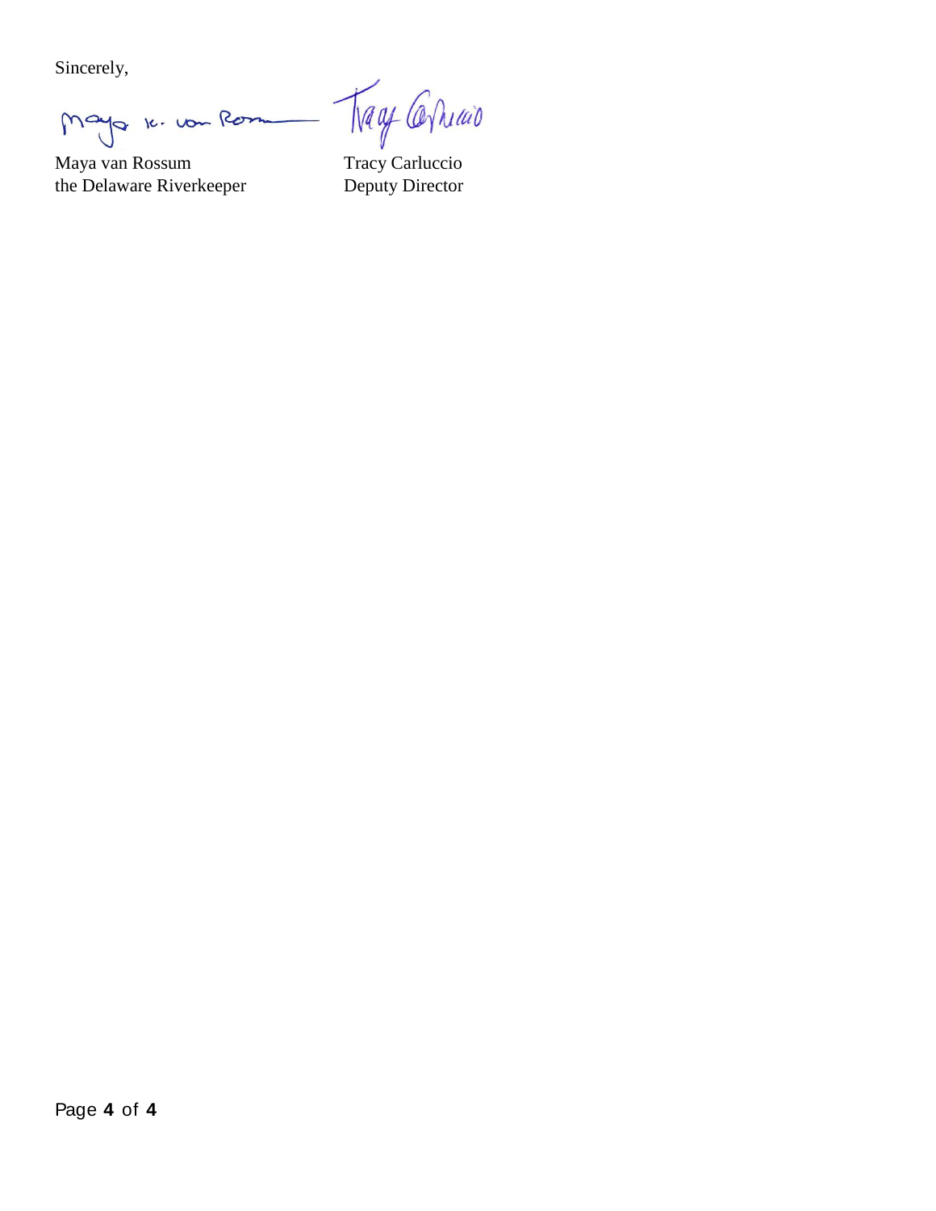Sincerely,

Maya van Rossum
the Delaware Riverkeeper

Tracy Carluccio
Deputy Director